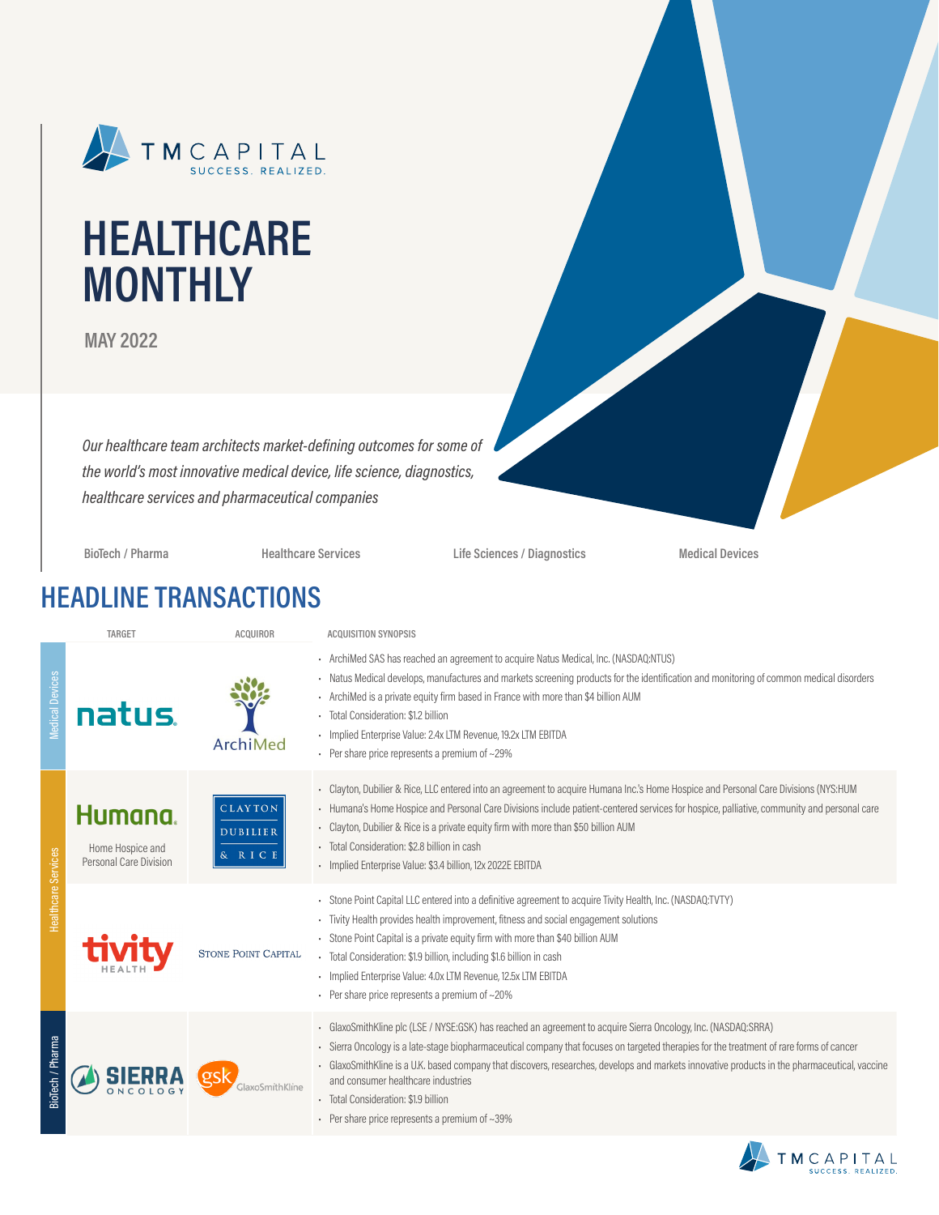TM CAPITAL
SUCCESS. REALIZED.

# HEALTHCARE MONTHLY

**MAY 2022**

*Our healthcare team architects market-defining outcomes for some of the world's most innovative medical device, life science, diagnostics, healthcare services and pharmaceutical companies*

BioTech / Pharma | Healthcare Services | Life Sciences / Diagnostics | Medical Devices

## HEADLINE TRANSACTIONS

| Sector | Target | Acquiror | Acquisition Synopsis |
|---|---|---|---|
| Medical Devices | natus | ArchiMed | • ArchiMed SAS has reached an agreement to acquire Natus Medical, Inc. (NASDAQ:NTUS)<br>• Natus Medical develops, manufactures and markets screening products for the identification and monitoring of common medical disorders<br>• ArchiMed is a private equity firm based in France with more than $4 billion AUM<br>• Total Consideration: $1.2 billion<br>• Implied Enterprise Value: 2.4x LTM Revenue, 19.2x LTM EBITDA<br>• Per share price represents a premium of ~29% |
| Healthcare Services | Humana. Home Hospice and Personal Care Division | Clayton Dubilier & Rice | • Clayton, Dubilier & Rice, LLC entered into an agreement to acquire Humana Inc.'s Home Hospice and Personal Care Divisions (NYS:HUM<br>• Humana's Home Hospice and Personal Care Divisions include patient-centered services for hospice, palliative, community and personal care<br>• Clayton, Dubilier & Rice is a private equity firm with more than $50 billion AUM<br>• Total Consideration: $2.8 billion in cash<br>• Implied Enterprise Value: $3.4 billion, 12x 2022E EBITDA |
| Healthcare Services | tivity HEALTH | Stone Point Capital | • Stone Point Capital LLC entered into a definitive agreement to acquire Tivity Health, Inc. (NASDAQ:TVTY)<br>• Tivity Health provides health improvement, fitness and social engagement solutions<br>• Stone Point Capital is a private equity firm with more than $40 billion AUM<br>• Total Consideration: $1.9 billion, including $1.6 billion in cash<br>• Implied Enterprise Value: 4.0x LTM Revenue, 12.5x LTM EBITDA<br>• Per share price represents a premium of ~20% |
| BioTech / Pharma | SIERRA ONCOLOGY | gsk GlaxoSmithKline | • GlaxoSmithKline plc (LSE / NYSE:GSK) has reached an agreement to acquire Sierra Oncology, Inc. (NASDAQ:SRRA)<br>• Sierra Oncology is a late-stage biopharmaceutical company that focuses on targeted therapies for the treatment of rare forms of cancer<br>• GlaxoSmithKline is a U.K. based company that discovers, researches, develops and markets innovative products in the pharmaceutical, vaccine and consumer healthcare industries<br>• Total Consideration: $1.9 billion<br>• Per share price represents a premium of ~39% |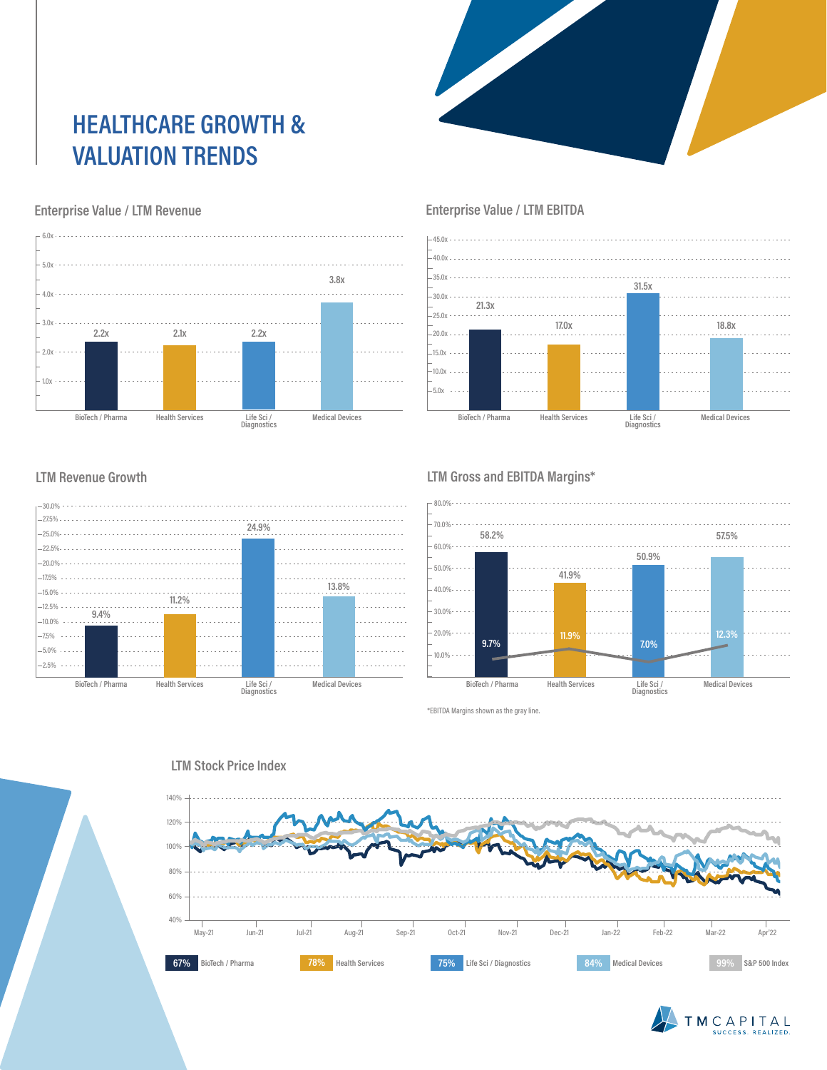# HEALTHCARE GROWTH & VALUATION TRENDS

## Enterprise Value / LTM Revenue

| | BioTech / Pharma | Health Services | Life Sci / Diagnostics | Medical Devices |
|---|---|---|---|---|
| EV / LTM Revenue | 2.2x | 2.1x | 2.2x | 3.8x |

## Enterprise Value / LTM EBITDA

| | BioTech / Pharma | Health Services | Life Sci / Diagnostics | Medical Devices |
|---|---|---|---|---|
| EV / LTM EBITDA | 21.3x | 17.0x | 31.5x | 18.8x |

## LTM Revenue Growth

| | BioTech / Pharma | Health Services | Life Sci / Diagnostics | Medical Devices |
|---|---|---|---|---|
| LTM Revenue Growth | 9.4% | 11.2% | 24.9% | 13.8% |

## LTM Gross and EBITDA Margins*

| | BioTech / Pharma | Health Services | Life Sci / Diagnostics | Medical Devices |
|---|---|---|---|---|
| Gross Margin | 58.2% | 41.9% | 50.9% | 57.5% |
| EBITDA Margin | 9.7% | 11.9% | 7.0% | 12.3% |

*EBITDA Margins shown as the gray line.

## LTM Stock Price Index

| BioTech / Pharma | Health Services | Life Sci / Diagnostics | Medical Devices | S&P 500 Index |
|---|---|---|---|---|
| 67% | 78% | 75% | 84% | 99% |

TM CAPITAL — SUCCESS. REALIZED.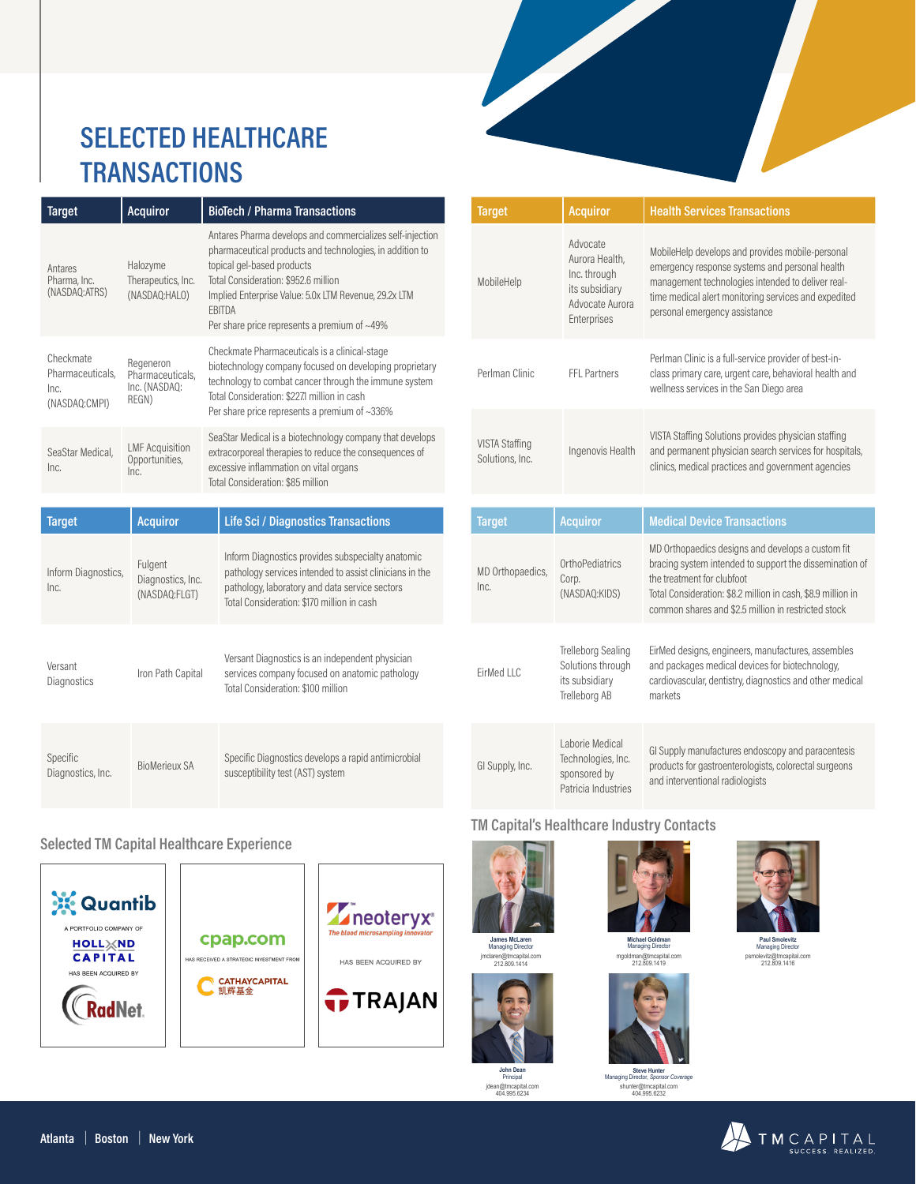# SELECTED HEALTHCARE TRANSACTIONS

| Target | Acquiror | BioTech / Pharma Transactions |
|---|---|---|
| Antares Pharma, Inc. (NASDAQ:ATRS) | Halozyme Therapeutics, Inc. (NASDAQ:HALO) | Antares Pharma develops and commercializes self-injection pharmaceutical products and technologies, in addition to topical gel-based products<br>Total Consideration: $952.6 million<br>Implied Enterprise Value: 5.0x LTM Revenue, 29.2x LTM EBITDA<br>Per share price represents a premium of ~49% |
| Checkmate Pharmaceuticals, Inc. (NASDAQ:CMPI) | Regeneron Pharmaceuticals, Inc. (NASDAQ: REGN) | Checkmate Pharmaceuticals is a clinical-stage biotechnology company focused on developing proprietary technology to combat cancer through the immune system<br>Total Consideration: $227.1 million in cash<br>Per share price represents a premium of ~336% |
| SeaStar Medical, Inc. | LMF Acquisition Opportunities, Inc. | SeaStar Medical is a biotechnology company that develops extracorporeal therapies to reduce the consequences of excessive inflammation on vital organs<br>Total Consideration: $85 million |

| Target | Acquiror | Life Sci / Diagnostics Transactions |
|---|---|---|
| Inform Diagnostics, Inc. | Fulgent Diagnostics, Inc. (NASDAQ:FLGT) | Inform Diagnostics provides subspecialty anatomic pathology services intended to assist clinicians in the pathology, laboratory and data service sectors<br>Total Consideration: $170 million in cash |
| Versant Diagnostics | Iron Path Capital | Versant Diagnostics is an independent physician services company focused on anatomic pathology<br>Total Consideration: $100 million |
| Specific Diagnostics, Inc. | BioMerieux SA | Specific Diagnostics develops a rapid antimicrobial susceptibility test (AST) system |

| Target | Acquiror | Health Services Transactions |
|---|---|---|
| MobileHelp | Advocate Aurora Health, Inc. through its subsidiary Advocate Aurora Enterprises | MobileHelp develops and provides mobile-personal emergency response systems and personal health management technologies intended to deliver real-time medical alert monitoring services and expedited personal emergency assistance |
| Perlman Clinic | FFL Partners | Perlman Clinic is a full-service provider of best-in-class primary care, urgent care, behavioral health and wellness services in the San Diego area |
| VISTA Staffing Solutions, Inc. | Ingenovis Health | VISTA Staffing Solutions provides physician staffing and permanent physician search services for hospitals, clinics, medical practices and government agencies |

| Target | Acquiror | Medical Device Transactions |
|---|---|---|
| MD Orthopaedics, Inc. | OrthoPediatrics Corp. (NASDAQ:KIDS) | MD Orthopaedics designs and develops a custom fit bracing system intended to support the dissemination of the treatment for clubfoot<br>Total Consideration: $8.2 million in cash, $8.9 million in common shares and $2.5 million in restricted stock |
| EirMed LLC | Trelleborg Sealing Solutions through its subsidiary Trelleborg AB | EirMed designs, engineers, manufactures, assembles and packages medical devices for biotechnology, cardiovascular, dentistry, diagnostics and other medical markets |
| GI Supply, Inc. | Laborie Medical Technologies, Inc. sponsored by Patricia Industries | GI Supply manufactures endoscopy and paracentesis products for gastroenterologists, colorectal surgeons and interventional radiologists |

## Selected TM Capital Healthcare Experience

Quantib — A portfolio company of Holland Capital — has been acquired by RadNet

cpap.com — has received a strategic investment from Cathaycapital 凯辉基金

neoteryx — The blood microsampling innovator — has been acquired by Trajan

## TM Capital's Healthcare Industry Contacts

**James McLaren**
Managing Director
jmclaren@tmcapital.com
212.809.1414

**Michael Goldman**
Managing Director
mgoldman@tmcapital.com
212.809.1419

**Paul Smolevitz**
Managing Director
psmolevitz@tmcapital.com
212.809.1416

**John Dean**
Principal
jdean@tmcapital.com
404.995.6234

**Steve Hunter**
Managing Director, *Sponsor Coverage*
shunter@tmcapital.com
404.995.6232

Atlanta | Boston | New York

TM CAPITAL — SUCCESS. REALIZED.